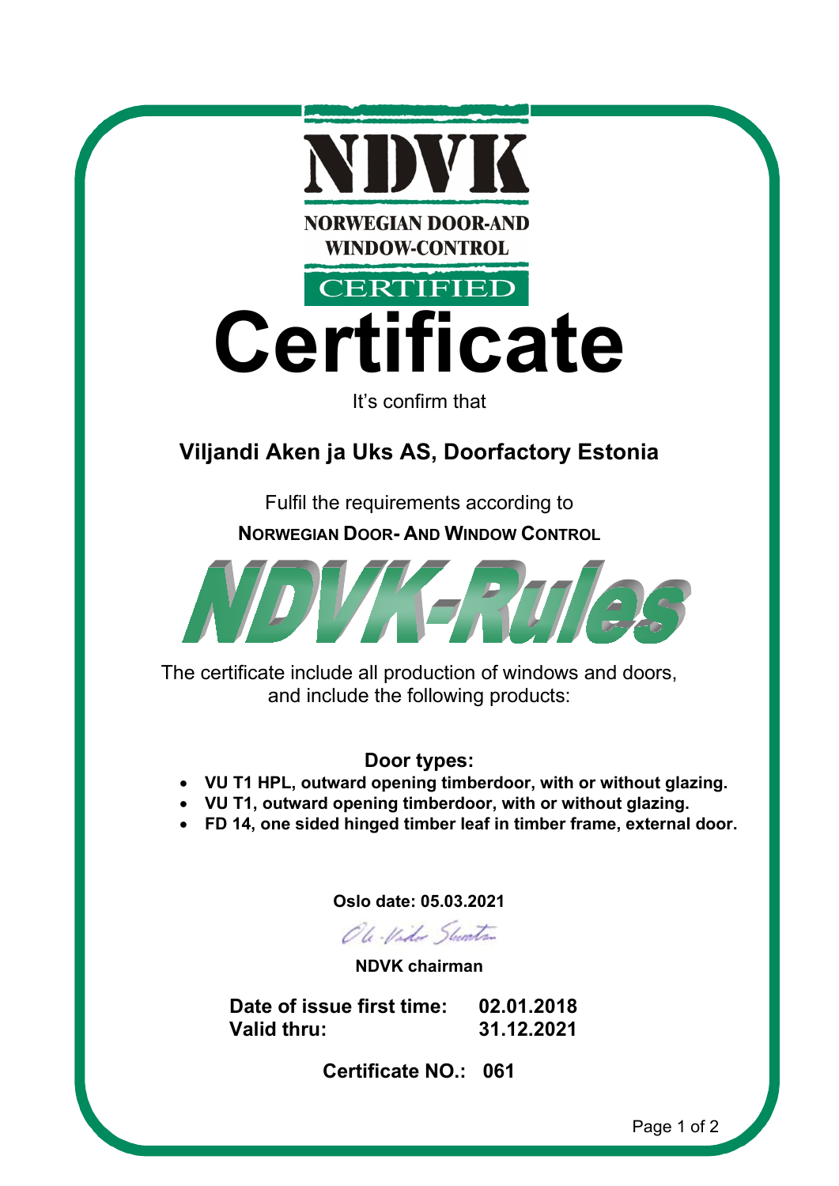NDVK

NORWEGIAN DOOR-AND WINDOW-CONTROL

CERTIFIED

# Certificate

It's confirm that

## Viljandi Aken ja Uks AS, Doorfactory Estonia

Fulfil the requirements according to

**NORWEGIAN DOOR- AND WINDOW CONTROL**

**NDVK-Rules**

The certificate include all production of windows and doors, and include the following products:

### Door types:

- **VU T1 HPL, outward opening timberdoor, with or without glazing.**
- **VU T1, outward opening timberdoor, with or without glazing.**
- **FD 14, one sided hinged timber leaf in timber frame, external door.**

**Oslo date: 05.03.2021**

Ole-Vidar Skentan

**NDVK chairman**

| | |
|---|---|
| **Date of issue first time:** | **02.01.2018** |
| **Valid thru:** | **31.12.2021** |

**Certificate NO.: 061**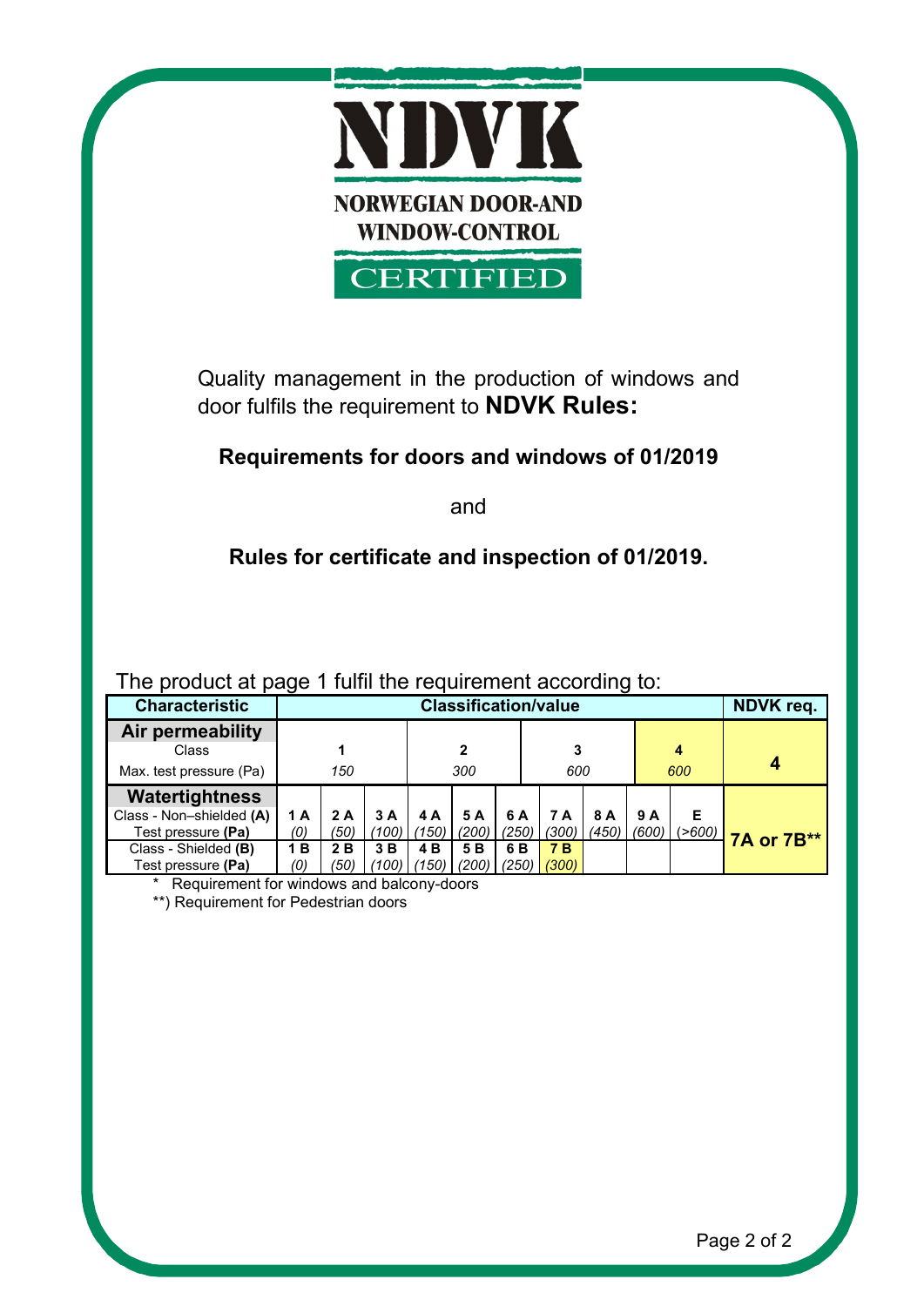# NDVK

**NORWEGIAN DOOR-AND WINDOW-CONTROL**

**CERTIFIED**

Quality management in the production of windows and door fulfils the requirement to **NDVK Rules:**

**Requirements for doors and windows of 01/2019**

and

**Rules for certificate and inspection of 01/2019.**

The product at page 1 fulfil the requirement according to:

| Characteristic | Classification/value | | | | | | | | | | NDVK req. |
|---|---|---|---|---|---|---|---|---|---|---|---|
| **Air permeability** | | | | | | | | | | | |
| Class | 1 | | 2 | | | 3 | | | 4 | | 4 |
| Max. test pressure (Pa) | *150* | | *300* | | | *600* | | | *600* | | |
| **Watertightness** | | | | | | | | | | | |
| Class - Non–shielded **(A)** | **1 A** | **2 A** | **3 A** | **4 A** | **5 A** | **6 A** | **7 A** | **8 A** | **9 A** | **E** | **7A or 7B\*\*** |
| Test pressure **(Pa)** | *(0)* | *(50)* | *(100)* | *(150)* | *(200)* | *(250)* | *(300)* | *(450)* | *(600)* | *(>600)* | |
| Class - Shielded **(B)** | **1 B** | **2 B** | **3 B** | **4 B** | **5 B** | **6 B** | **7 B** | | | | |
| Test pressure **(Pa)** | *(0)* | *(50)* | *(100)* | *(150)* | *(200)* | *(250)* | *(300)* | | | | |

\* Requirement for windows and balcony-doors

\*\*) Requirement for Pedestrian doors